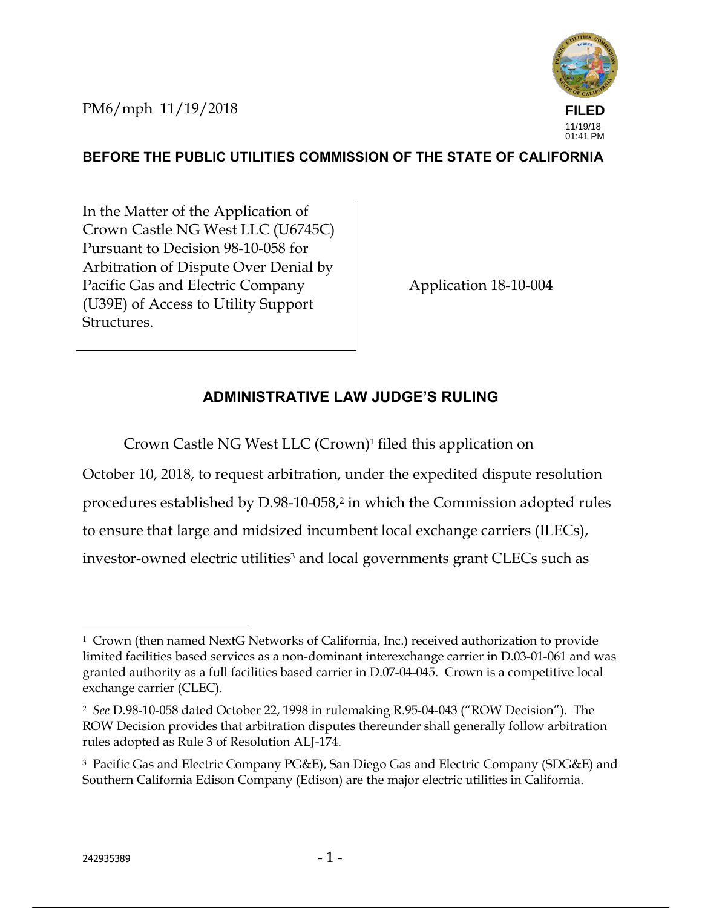PM6/mph 11/19/2018

FILED
11/19/18
01:41 PM

**BEFORE THE PUBLIC UTILITIES COMMISSION OF THE STATE OF CALIFORNIA**

| | |
|---|---|
| In the Matter of the Application of Crown Castle NG West LLC (U6745C) Pursuant to Decision 98-10-058 for Arbitration of Dispute Over Denial by Pacific Gas and Electric Company (U39E) of Access to Utility Support Structures. | Application 18-10-004 |

## ADMINISTRATIVE LAW JUDGE'S RULING

Crown Castle NG West LLC (Crown)[1] filed this application on October 10, 2018, to request arbitration, under the expedited dispute resolution procedures established by D.98-10-058,[2] in which the Commission adopted rules to ensure that large and midsized incumbent local exchange carriers (ILECs), investor-owned electric utilities[3] and local governments grant CLECs such as

---

[1] Crown (then named NextG Networks of California, Inc.) received authorization to provide limited facilities based services as a non-dominant interexchange carrier in D.03-01-061 and was granted authority as a full facilities based carrier in D.07-04-045. Crown is a competitive local exchange carrier (CLEC).

[2] *See* D.98-10-058 dated October 22, 1998 in rulemaking R.95-04-043 ("ROW Decision"). The ROW Decision provides that arbitration disputes thereunder shall generally follow arbitration rules adopted as Rule 3 of Resolution ALJ-174.

[3] Pacific Gas and Electric Company PG&E), San Diego Gas and Electric Company (SDG&E) and Southern California Edison Company (Edison) are the major electric utilities in California.

242935389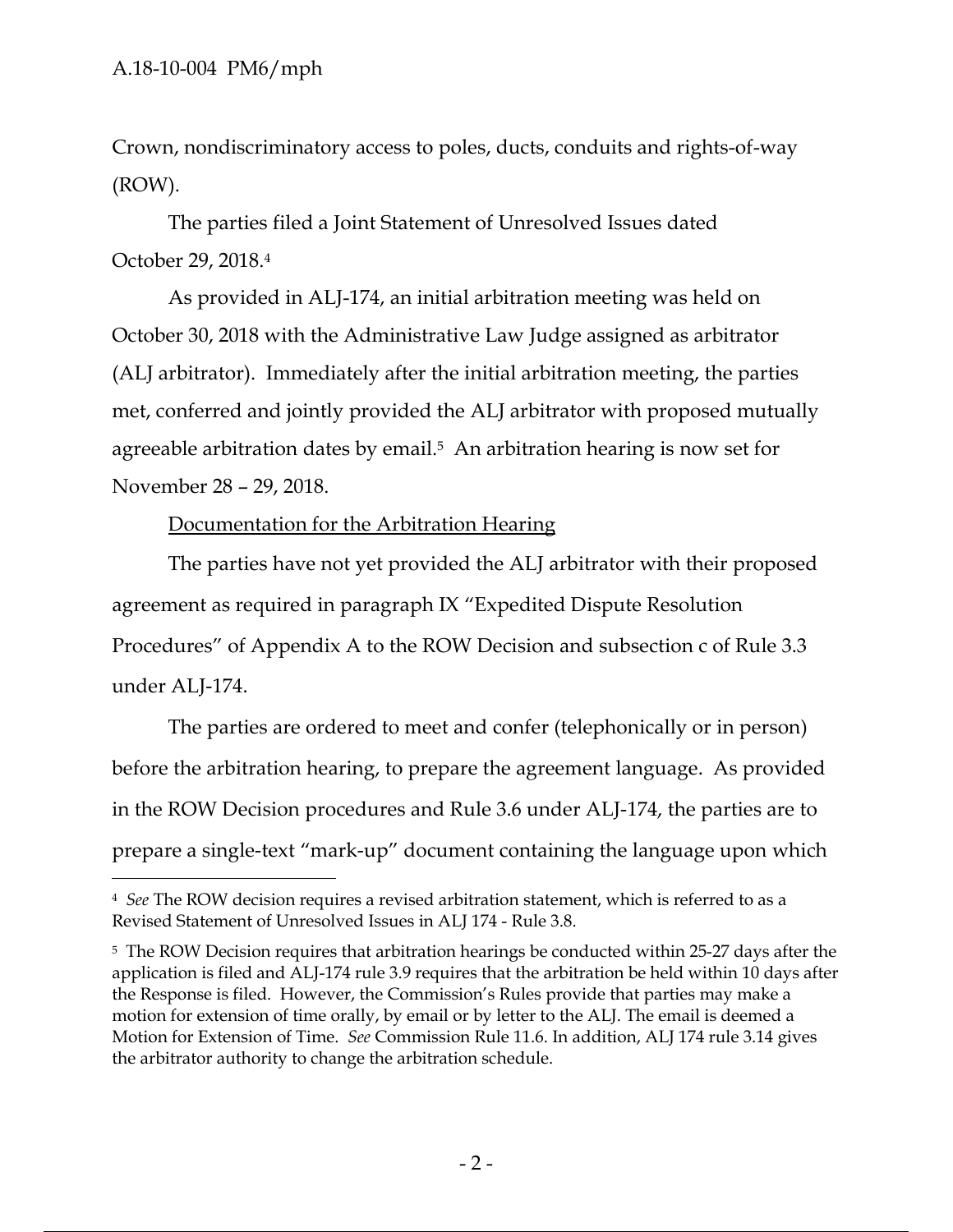Crown, nondiscriminatory access to poles, ducts, conduits and rights-of-way (ROW).

The parties filed a Joint Statement of Unresolved Issues dated October 29, 2018.[4]

As provided in ALJ-174, an initial arbitration meeting was held on October 30, 2018 with the Administrative Law Judge assigned as arbitrator (ALJ arbitrator). Immediately after the initial arbitration meeting, the parties met, conferred and jointly provided the ALJ arbitrator with proposed mutually agreeable arbitration dates by email.[5] An arbitration hearing is now set for November 28 – 29, 2018.

<u>Documentation for the Arbitration Hearing</u>

The parties have not yet provided the ALJ arbitrator with their proposed agreement as required in paragraph IX "Expedited Dispute Resolution Procedures" of Appendix A to the ROW Decision and subsection c of Rule 3.3 under ALJ-174.

The parties are ordered to meet and confer (telephonically or in person) before the arbitration hearing, to prepare the agreement language. As provided in the ROW Decision procedures and Rule 3.6 under ALJ-174, the parties are to prepare a single-text "mark-up" document containing the language upon which

---

[4] *See* The ROW decision requires a revised arbitration statement, which is referred to as a Revised Statement of Unresolved Issues in ALJ 174 - Rule 3.8.

[5] The ROW Decision requires that arbitration hearings be conducted within 25-27 days after the application is filed and ALJ-174 rule 3.9 requires that the arbitration be held within 10 days after the Response is filed. However, the Commission's Rules provide that parties may make a motion for extension of time orally, by email or by letter to the ALJ. The email is deemed a Motion for Extension of Time. *See* Commission Rule 11.6. In addition, ALJ 174 rule 3.14 gives the arbitrator authority to change the arbitration schedule.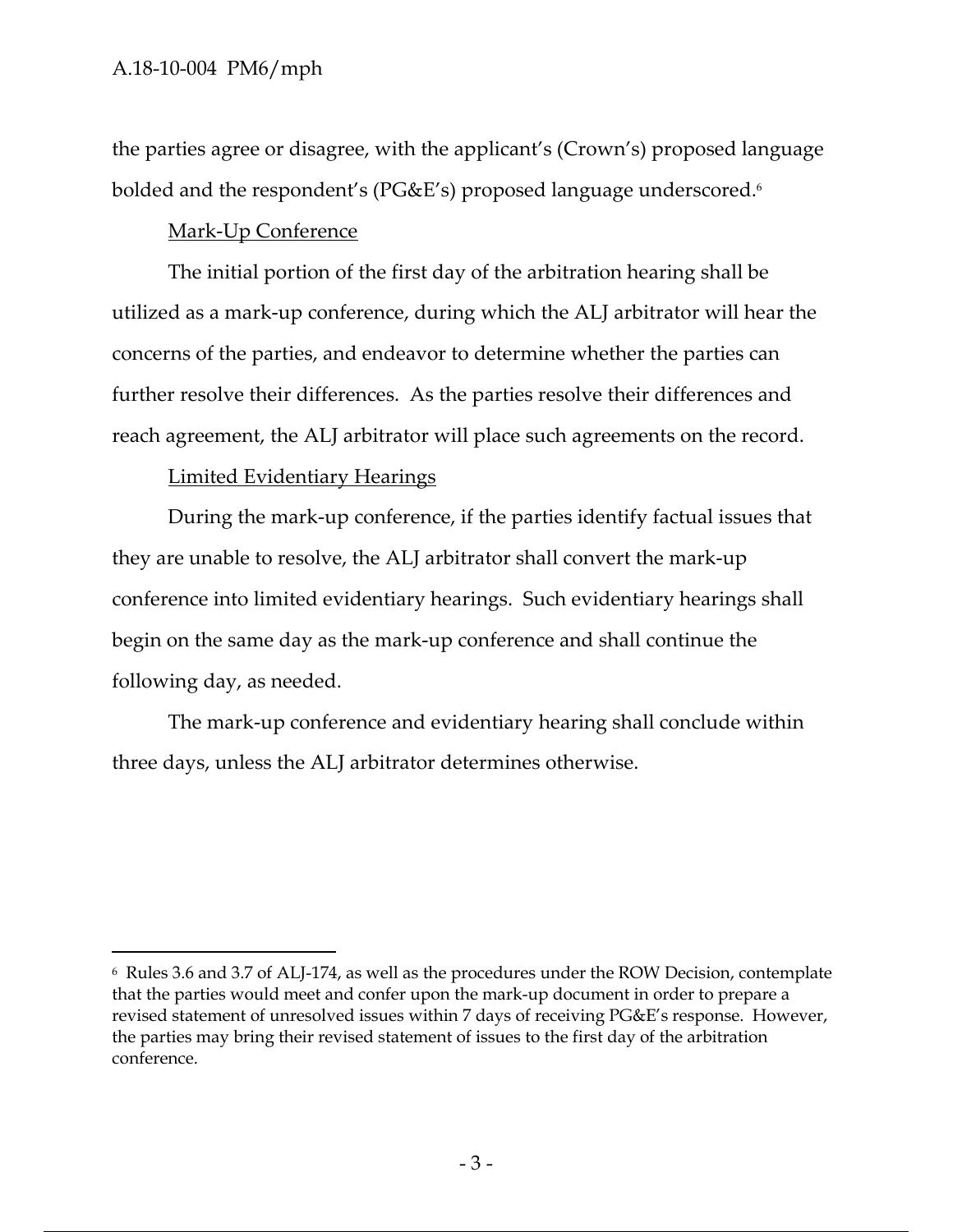the parties agree or disagree, with the applicant's (Crown's) proposed language bolded and the respondent's (PG&E's) proposed language underscored.[6]

## Mark-Up Conference

The initial portion of the first day of the arbitration hearing shall be utilized as a mark-up conference, during which the ALJ arbitrator will hear the concerns of the parties, and endeavor to determine whether the parties can further resolve their differences. As the parties resolve their differences and reach agreement, the ALJ arbitrator will place such agreements on the record.

## Limited Evidentiary Hearings

During the mark-up conference, if the parties identify factual issues that they are unable to resolve, the ALJ arbitrator shall convert the mark-up conference into limited evidentiary hearings. Such evidentiary hearings shall begin on the same day as the mark-up conference and shall continue the following day, as needed.

The mark-up conference and evidentiary hearing shall conclude within three days, unless the ALJ arbitrator determines otherwise.

---

[6] Rules 3.6 and 3.7 of ALJ-174, as well as the procedures under the ROW Decision, contemplate that the parties would meet and confer upon the mark-up document in order to prepare a revised statement of unresolved issues within 7 days of receiving PG&E's response. However, the parties may bring their revised statement of issues to the first day of the arbitration conference.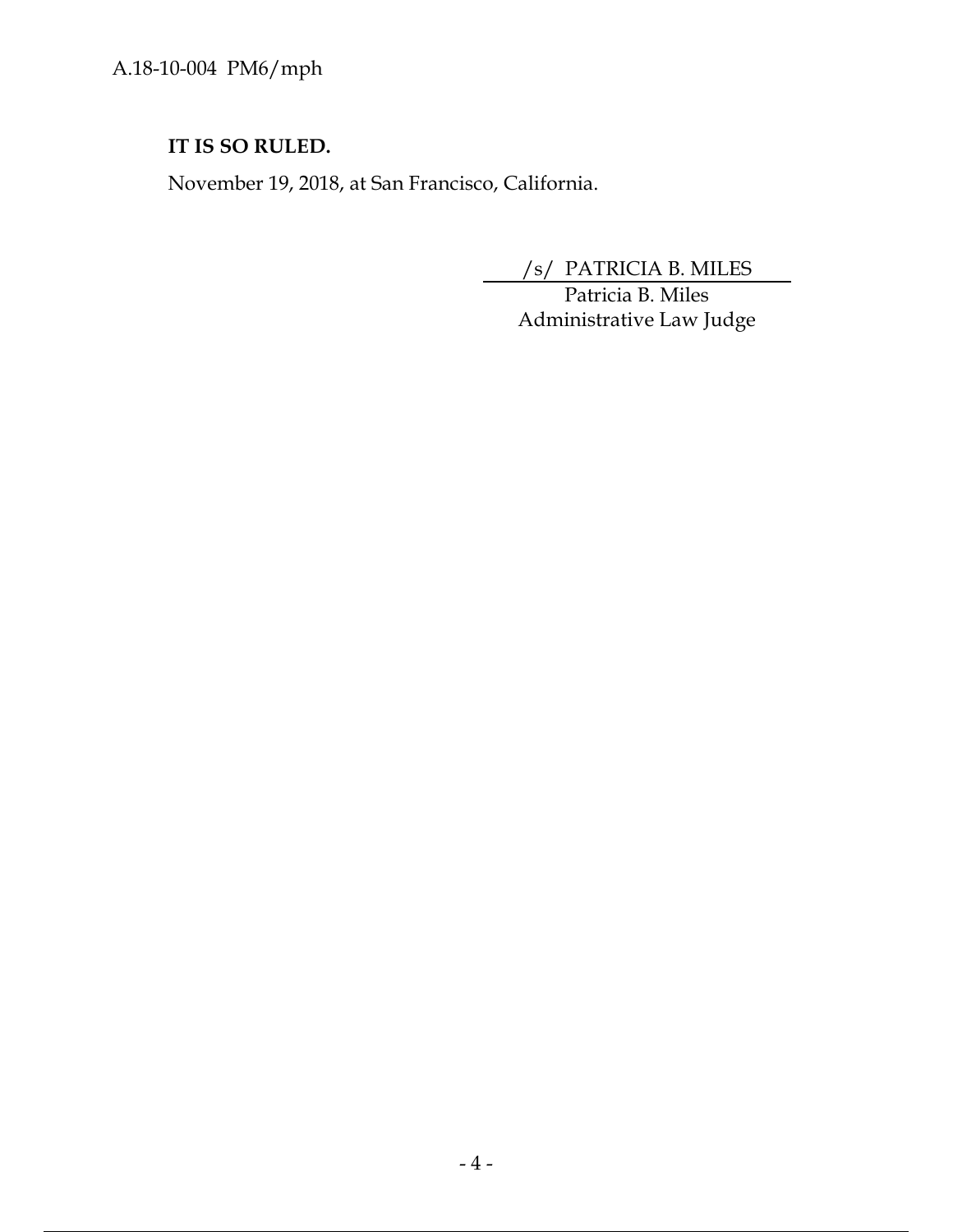**IT IS SO RULED.**

November 19, 2018, at San Francisco, California.

/s/ PATRICIA B. MILES

Patricia B. Miles
Administrative Law Judge